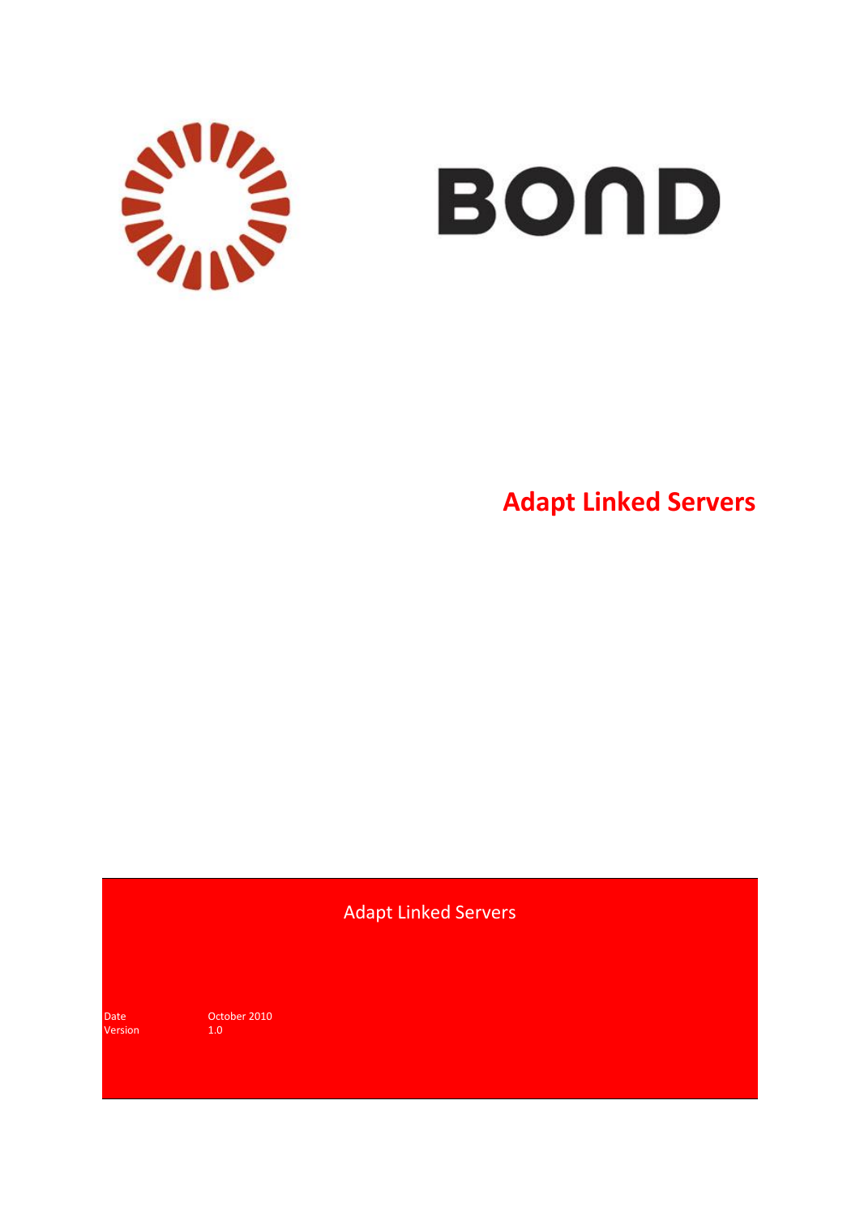BOND

# Adapt Linked Servers

Adapt Linked Servers

| | |
|---|---|
| Date | October 2010 |
| Version | 1.0 |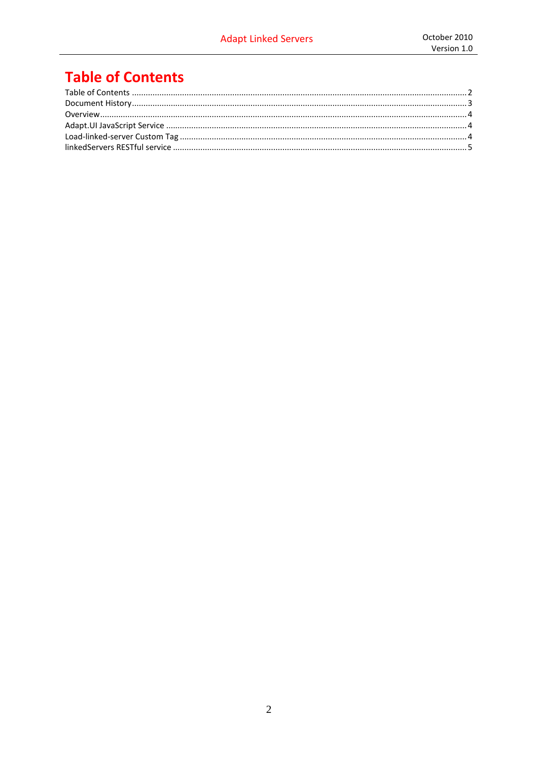# Table of Contents

Table of Contents .......... 2
Document History .......... 3
Overview .......... 4
Adapt.UI JavaScript Service .......... 4
Load-linked-server Custom Tag .......... 4
linkedServers RESTful service .......... 5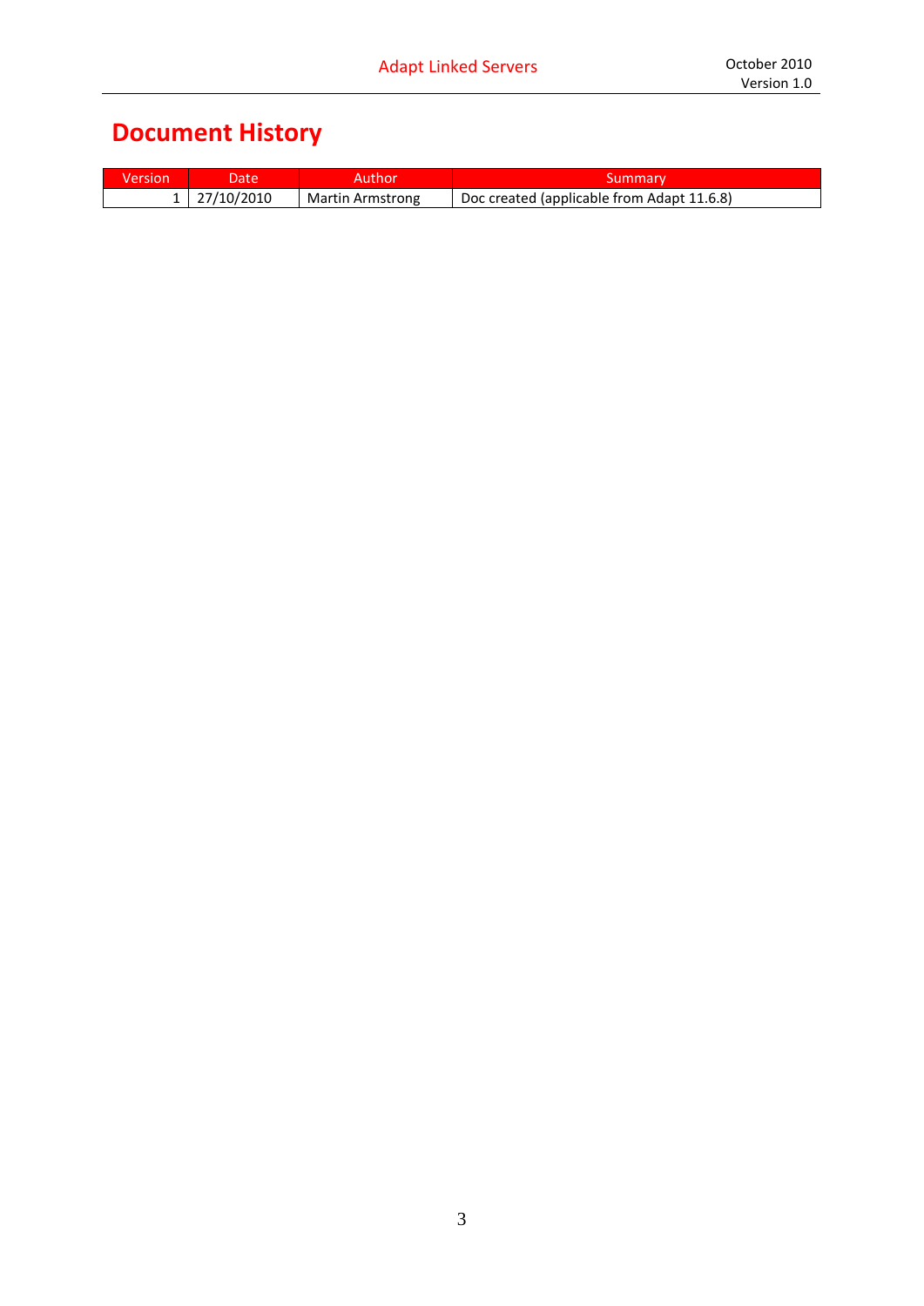# Document History

| Version | Date | Author | Summary |
|---|---|---|---|
| 1 | 27/10/2010 | Martin Armstrong | Doc created (applicable from Adapt 11.6.8) |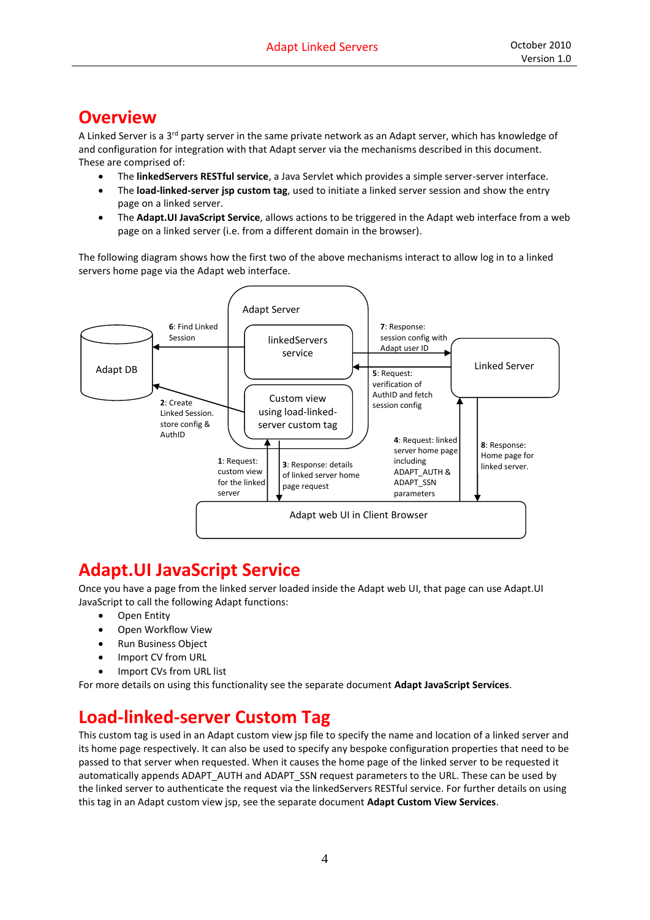# Overview

A Linked Server is a 3rd party server in the same private network as an Adapt server, which has knowledge of and configuration for integration with that Adapt server via the mechanisms described in this document. These are comprised of:

- The **linkedServers RESTful service**, a Java Servlet which provides a simple server-server interface.
- The **load-linked-server jsp custom tag**, used to initiate a linked server session and show the entry page on a linked server.
- The **Adapt.UI JavaScript Service**, allows actions to be triggered in the Adapt web interface from a web page on a linked server (i.e. from a different domain in the browser).

The following diagram shows how the first two of the above mechanisms interact to allow log in to a linked servers home page via the Adapt web interface.

# Adapt.UI JavaScript Service

Once you have a page from the linked server loaded inside the Adapt web UI, that page can use Adapt.UI JavaScript to call the following Adapt functions:

- Open Entity
- Open Workflow View
- Run Business Object
- Import CV from URL
- Import CVs from URL list

For more details on using this functionality see the separate document **Adapt JavaScript Services**.

# Load-linked-server Custom Tag

This custom tag is used in an Adapt custom view jsp file to specify the name and location of a linked server and its home page respectively. It can also be used to specify any bespoke configuration properties that need to be passed to that server when requested. When it causes the home page of the linked server to be requested it automatically appends ADAPT_AUTH and ADAPT_SSN request parameters to the URL. These can be used by the linked server to authenticate the request via the linkedServers RESTful service. For further details on using this tag in an Adapt custom view jsp, see the separate document **Adapt Custom View Services**.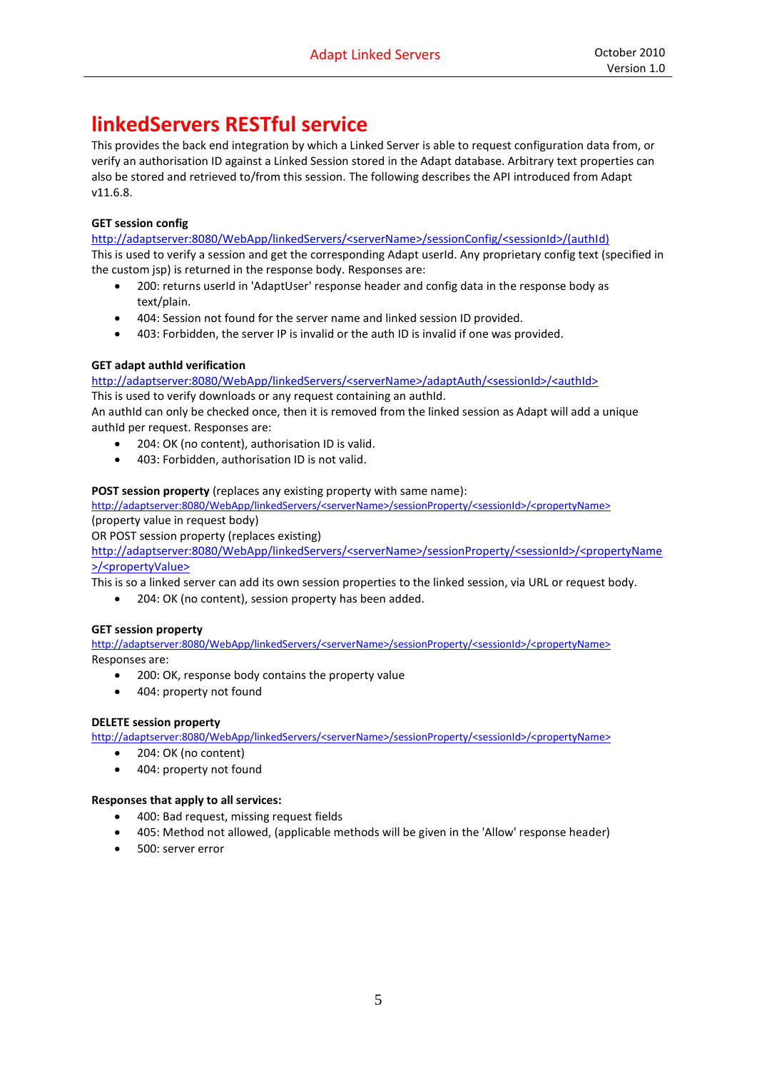# linkedServers RESTful service

This provides the back end integration by which a Linked Server is able to request configuration data from, or verify an authorisation ID against a Linked Session stored in the Adapt database. Arbitrary text properties can also be stored and retrieved to/from this session. The following describes the API introduced from Adapt v11.6.8.

**GET session config**

http://adaptserver:8080/WebApp/linkedServers/<serverName>/sessionConfig/<sessionId>/(authId)

This is used to verify a session and get the corresponding Adapt userId. Any proprietary config text (specified in the custom jsp) is returned in the response body. Responses are:

- 200: returns userId in 'AdaptUser' response header and config data in the response body as text/plain.
- 404: Session not found for the server name and linked session ID provided.
- 403: Forbidden, the server IP is invalid or the auth ID is invalid if one was provided.

**GET adapt authId verification**

http://adaptserver:8080/WebApp/linkedServers/<serverName>/adaptAuth/<sessionId>/<authId>

This is used to verify downloads or any request containing an authId.

An authId can only be checked once, then it is removed from the linked session as Adapt will add a unique authId per request. Responses are:

- 204: OK (no content), authorisation ID is valid.
- 403: Forbidden, authorisation ID is not valid.

**POST session property** (replaces any existing property with same name):

http://adaptserver:8080/WebApp/linkedServers/<serverName>/sessionProperty/<sessionId>/<propertyName>

(property value in request body)

OR POST session property (replaces existing)

http://adaptserver:8080/WebApp/linkedServers/<serverName>/sessionProperty/<sessionId>/<propertyName>/<propertyValue>

This is so a linked server can add its own session properties to the linked session, via URL or request body.

- 204: OK (no content), session property has been added.

**GET session property**

http://adaptserver:8080/WebApp/linkedServers/<serverName>/sessionProperty/<sessionId>/<propertyName>

Responses are:

- 200: OK, response body contains the property value
- 404: property not found

**DELETE session property**

http://adaptserver:8080/WebApp/linkedServers/<serverName>/sessionProperty/<sessionId>/<propertyName>

- 204: OK (no content)
- 404: property not found

**Responses that apply to all services:**

- 400: Bad request, missing request fields
- 405: Method not allowed, (applicable methods will be given in the 'Allow' response header)
- 500: server error